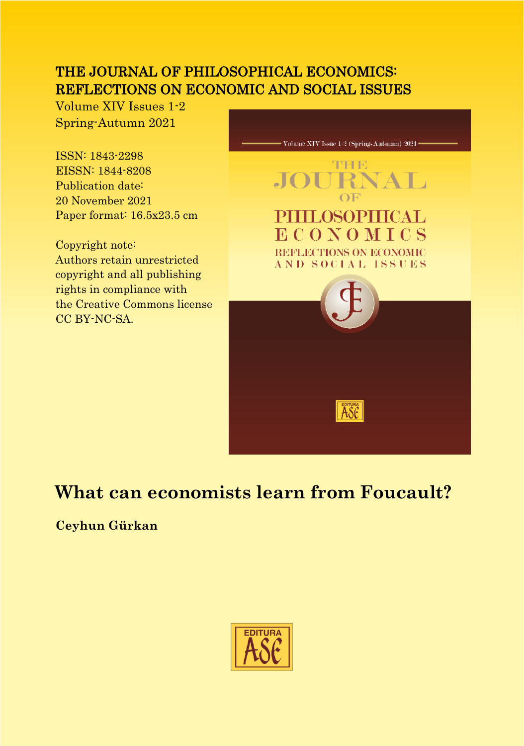THE JOURNAL OF PHILOSOPHICAL ECONOMICS: REFLECTIONS ON ECONOMIC AND SOCIAL ISSUES

Volume XIV Issues 1-2
Spring-Autumn 2021

ISSN: 1843-2298
EISSN: 1844-8208
Publication date:
20 November 2021
Paper format: 16.5x23.5 cm

Copyright note:
Authors retain unrestricted copyright and all publishing rights in compliance with the Creative Commons license CC BY-NC-SA.

# What can economists learn from Foucault?

**Ceyhun Gürkan**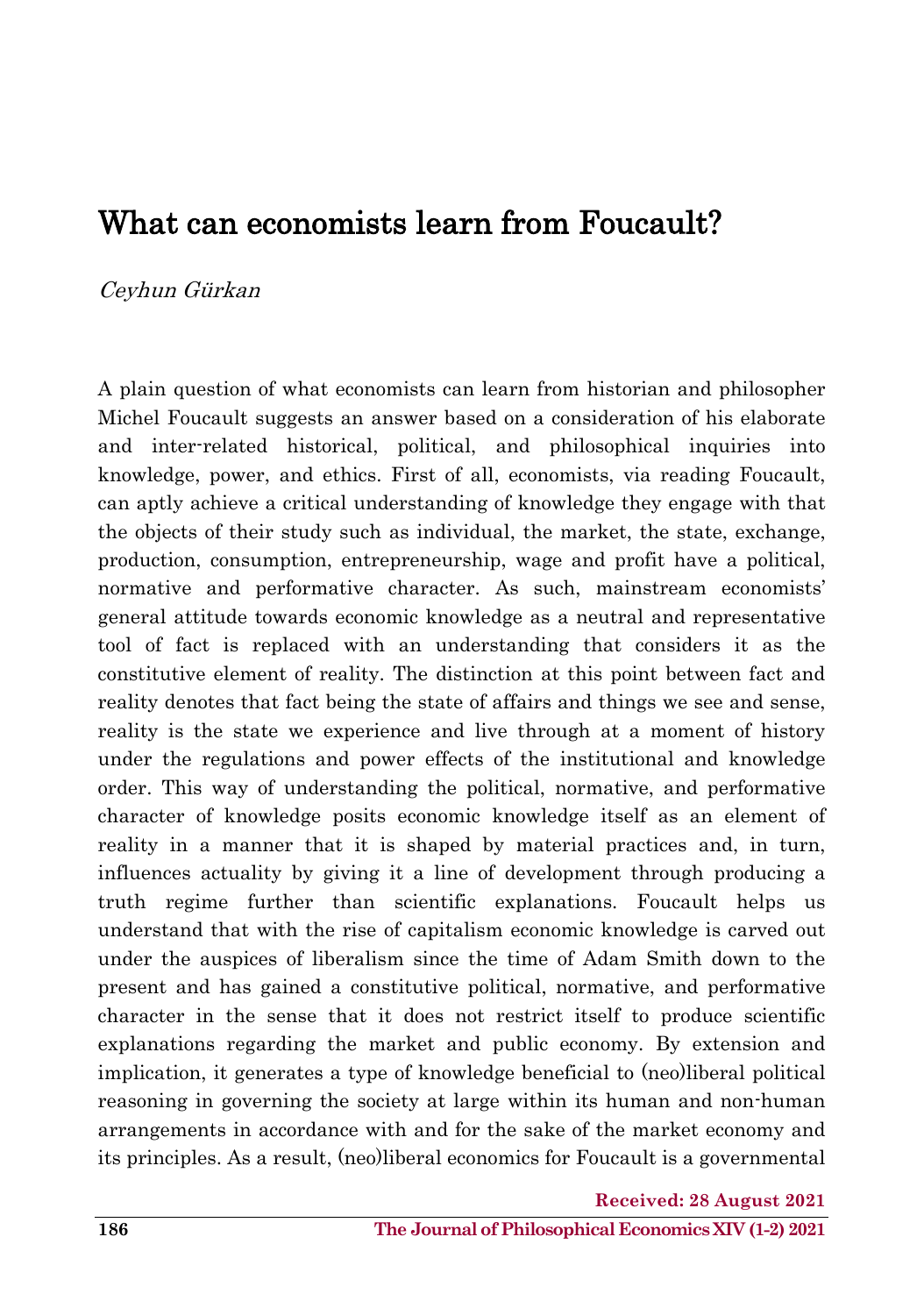# What can economists learn from Foucault?

*Ceyhun Gürkan*

A plain question of what economists can learn from historian and philosopher Michel Foucault suggests an answer based on a consideration of his elaborate and inter-related historical, political, and philosophical inquiries into knowledge, power, and ethics. First of all, economists, via reading Foucault, can aptly achieve a critical understanding of knowledge they engage with that the objects of their study such as individual, the market, the state, exchange, production, consumption, entrepreneurship, wage and profit have a political, normative and performative character. As such, mainstream economists' general attitude towards economic knowledge as a neutral and representative tool of fact is replaced with an understanding that considers it as the constitutive element of reality. The distinction at this point between fact and reality denotes that fact being the state of affairs and things we see and sense, reality is the state we experience and live through at a moment of history under the regulations and power effects of the institutional and knowledge order. This way of understanding the political, normative, and performative character of knowledge posits economic knowledge itself as an element of reality in a manner that it is shaped by material practices and, in turn, influences actuality by giving it a line of development through producing a truth regime further than scientific explanations. Foucault helps us understand that with the rise of capitalism economic knowledge is carved out under the auspices of liberalism since the time of Adam Smith down to the present and has gained a constitutive political, normative, and performative character in the sense that it does not restrict itself to produce scientific explanations regarding the market and public economy. By extension and implication, it generates a type of knowledge beneficial to (neo)liberal political reasoning in governing the society at large within its human and non-human arrangements in accordance with and for the sake of the market economy and its principles. As a result, (neo)liberal economics for Foucault is a governmental

**Received: 28 August 2021**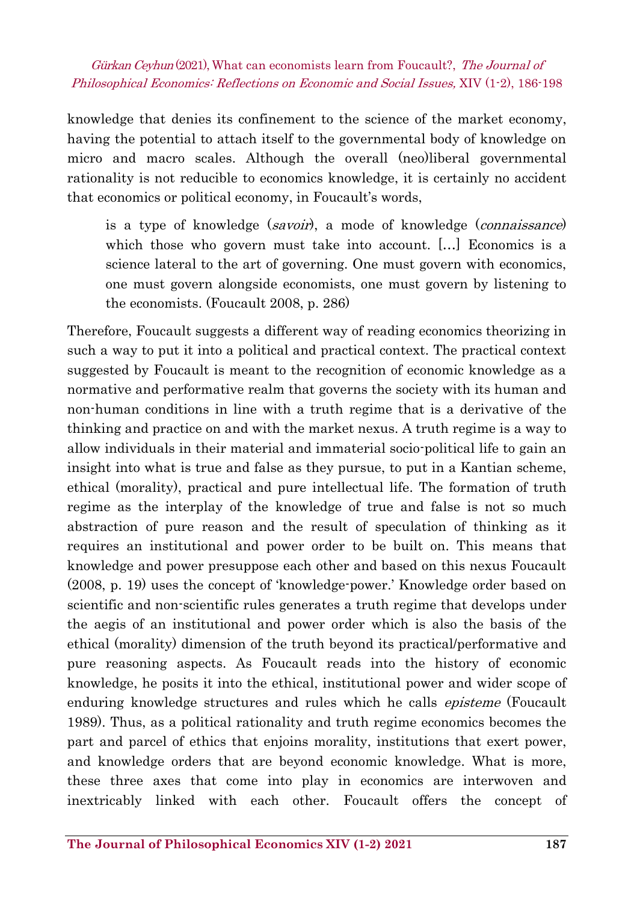knowledge that denies its confinement to the science of the market economy, having the potential to attach itself to the governmental body of knowledge on micro and macro scales. Although the overall (neo)liberal governmental rationality is not reducible to economics knowledge, it is certainly no accident that economics or political economy, in Foucault's words,

> is a type of knowledge (*savoir*), a mode of knowledge (*connaissance*) which those who govern must take into account. […] Economics is a science lateral to the art of governing. One must govern with economics, one must govern alongside economists, one must govern by listening to the economists. (Foucault 2008, p. 286)

Therefore, Foucault suggests a different way of reading economics theorizing in such a way to put it into a political and practical context. The practical context suggested by Foucault is meant to the recognition of economic knowledge as a normative and performative realm that governs the society with its human and non-human conditions in line with a truth regime that is a derivative of the thinking and practice on and with the market nexus. A truth regime is a way to allow individuals in their material and immaterial socio-political life to gain an insight into what is true and false as they pursue, to put in a Kantian scheme, ethical (morality), practical and pure intellectual life. The formation of truth regime as the interplay of the knowledge of true and false is not so much abstraction of pure reason and the result of speculation of thinking as it requires an institutional and power order to be built on. This means that knowledge and power presuppose each other and based on this nexus Foucault (2008, p. 19) uses the concept of 'knowledge-power.' Knowledge order based on scientific and non-scientific rules generates a truth regime that develops under the aegis of an institutional and power order which is also the basis of the ethical (morality) dimension of the truth beyond its practical/performative and pure reasoning aspects. As Foucault reads into the history of economic knowledge, he posits it into the ethical, institutional power and wider scope of enduring knowledge structures and rules which he calls *episteme* (Foucault 1989). Thus, as a political rationality and truth regime economics becomes the part and parcel of ethics that enjoins morality, institutions that exert power, and knowledge orders that are beyond economic knowledge. What is more, these three axes that come into play in economics are interwoven and inextricably linked with each other. Foucault offers the concept of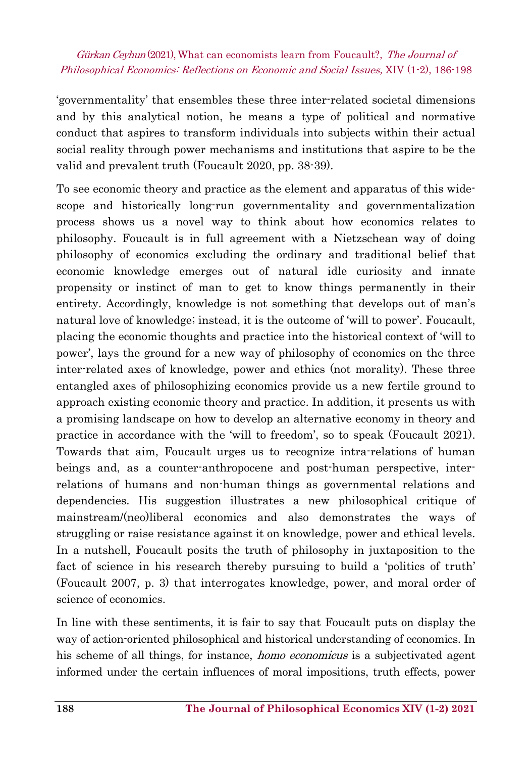'governmentality' that ensembles these three inter-related societal dimensions and by this analytical notion, he means a type of political and normative conduct that aspires to transform individuals into subjects within their actual social reality through power mechanisms and institutions that aspire to be the valid and prevalent truth (Foucault 2020, pp. 38-39).

To see economic theory and practice as the element and apparatus of this wide-scope and historically long-run governmentality and governmentalization process shows us a novel way to think about how economics relates to philosophy. Foucault is in full agreement with a Nietzschean way of doing philosophy of economics excluding the ordinary and traditional belief that economic knowledge emerges out of natural idle curiosity and innate propensity or instinct of man to get to know things permanently in their entirety. Accordingly, knowledge is not something that develops out of man's natural love of knowledge; instead, it is the outcome of 'will to power'. Foucault, placing the economic thoughts and practice into the historical context of 'will to power', lays the ground for a new way of philosophy of economics on the three inter-related axes of knowledge, power and ethics (not morality). These three entangled axes of philosophizing economics provide us a new fertile ground to approach existing economic theory and practice. In addition, it presents us with a promising landscape on how to develop an alternative economy in theory and practice in accordance with the 'will to freedom', so to speak (Foucault 2021). Towards that aim, Foucault urges us to recognize intra-relations of human beings and, as a counter-anthropocene and post-human perspective, inter-relations of humans and non-human things as governmental relations and dependencies. His suggestion illustrates a new philosophical critique of mainstream/(neo)liberal economics and also demonstrates the ways of struggling or raise resistance against it on knowledge, power and ethical levels. In a nutshell, Foucault posits the truth of philosophy in juxtaposition to the fact of science in his research thereby pursuing to build a 'politics of truth' (Foucault 2007, p. 3) that interrogates knowledge, power, and moral order of science of economics.

In line with these sentiments, it is fair to say that Foucault puts on display the way of action-oriented philosophical and historical understanding of economics. In his scheme of all things, for instance, *homo economicus* is a subjectivated agent informed under the certain influences of moral impositions, truth effects, power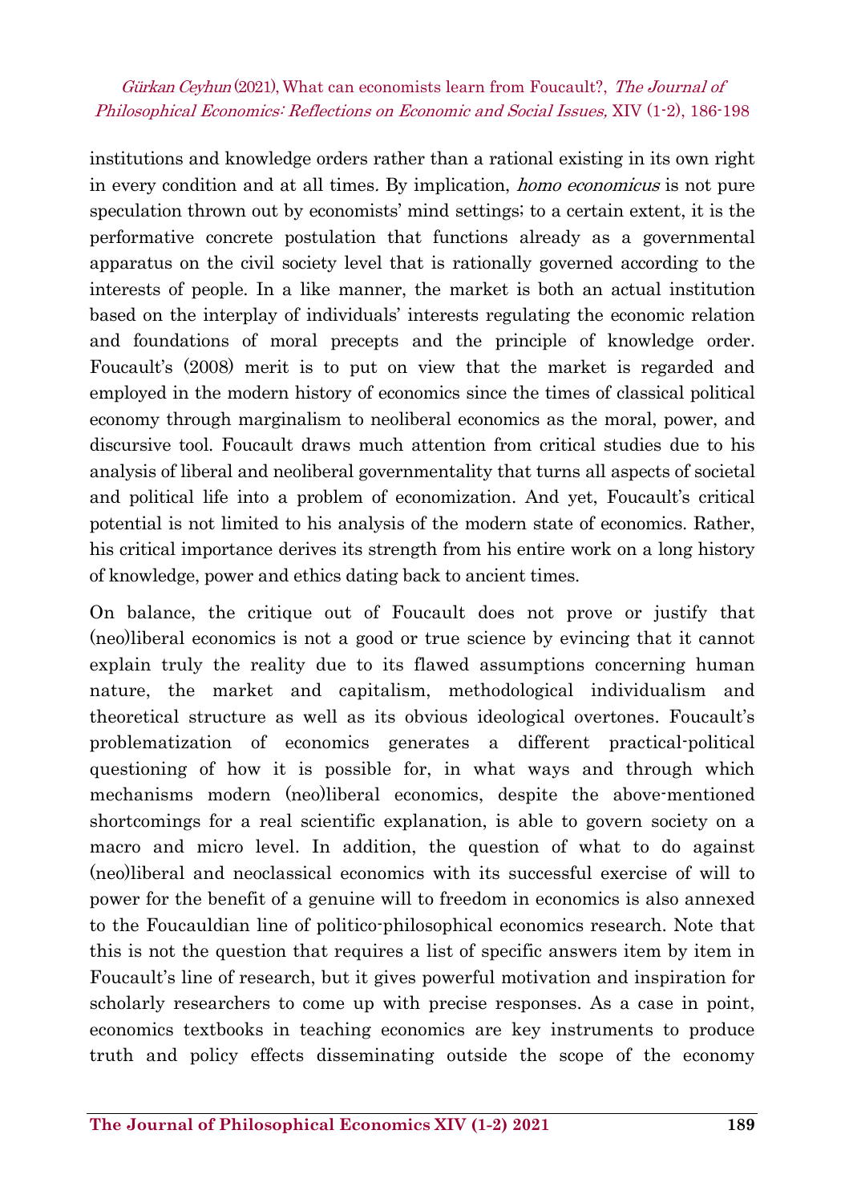institutions and knowledge orders rather than a rational existing in its own right in every condition and at all times. By implication, *homo economicus* is not pure speculation thrown out by economists' mind settings; to a certain extent, it is the performative concrete postulation that functions already as a governmental apparatus on the civil society level that is rationally governed according to the interests of people. In a like manner, the market is both an actual institution based on the interplay of individuals' interests regulating the economic relation and foundations of moral precepts and the principle of knowledge order. Foucault's (2008) merit is to put on view that the market is regarded and employed in the modern history of economics since the times of classical political economy through marginalism to neoliberal economics as the moral, power, and discursive tool. Foucault draws much attention from critical studies due to his analysis of liberal and neoliberal governmentality that turns all aspects of societal and political life into a problem of economization. And yet, Foucault's critical potential is not limited to his analysis of the modern state of economics. Rather, his critical importance derives its strength from his entire work on a long history of knowledge, power and ethics dating back to ancient times.

On balance, the critique out of Foucault does not prove or justify that (neo)liberal economics is not a good or true science by evincing that it cannot explain truly the reality due to its flawed assumptions concerning human nature, the market and capitalism, methodological individualism and theoretical structure as well as its obvious ideological overtones. Foucault's problematization of economics generates a different practical-political questioning of how it is possible for, in what ways and through which mechanisms modern (neo)liberal economics, despite the above-mentioned shortcomings for a real scientific explanation, is able to govern society on a macro and micro level. In addition, the question of what to do against (neo)liberal and neoclassical economics with its successful exercise of will to power for the benefit of a genuine will to freedom in economics is also annexed to the Foucauldian line of politico-philosophical economics research. Note that this is not the question that requires a list of specific answers item by item in Foucault's line of research, but it gives powerful motivation and inspiration for scholarly researchers to come up with precise responses. As a case in point, economics textbooks in teaching economics are key instruments to produce truth and policy effects disseminating outside the scope of the economy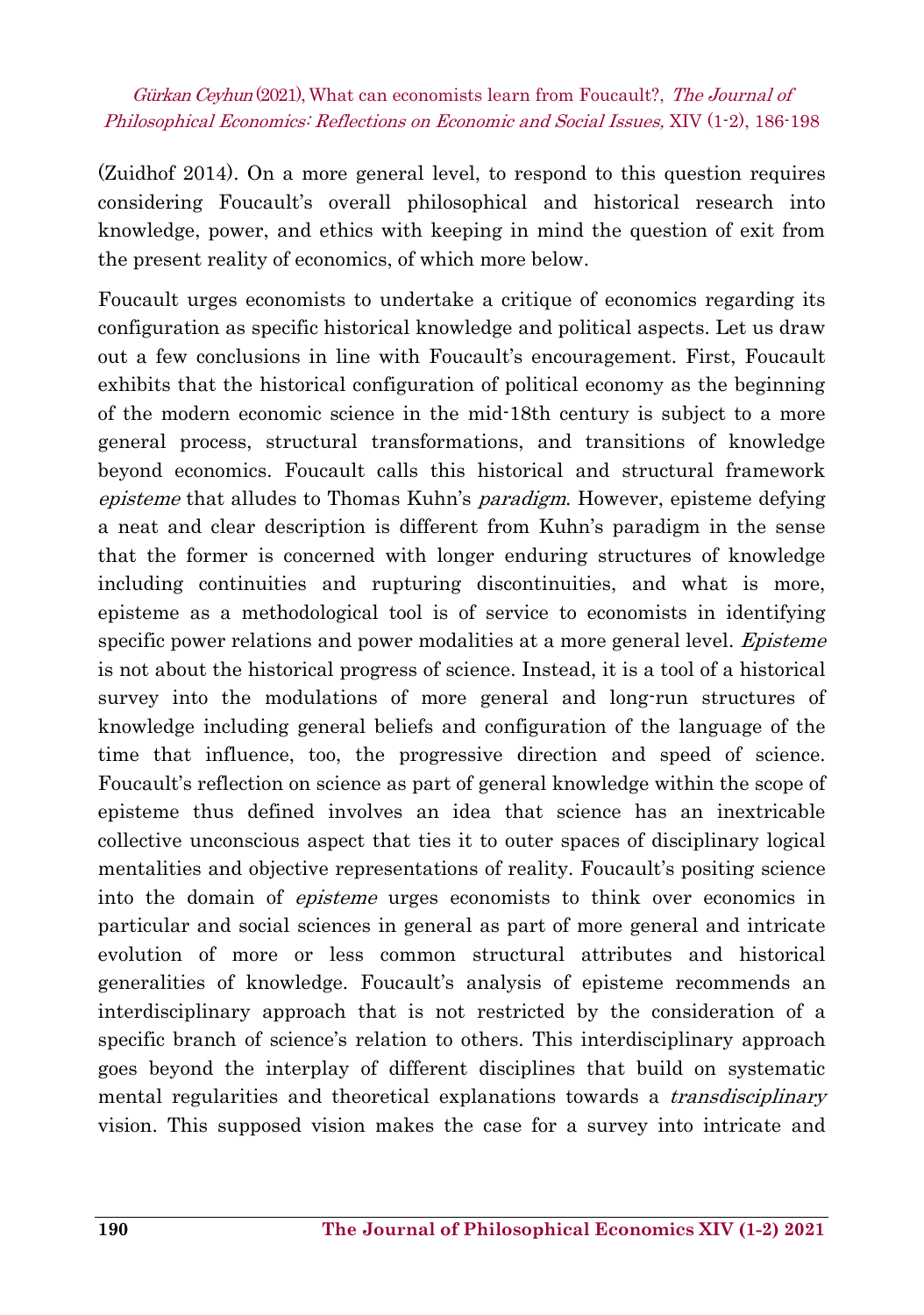(Zuidhof 2014). On a more general level, to respond to this question requires considering Foucault's overall philosophical and historical research into knowledge, power, and ethics with keeping in mind the question of exit from the present reality of economics, of which more below.

Foucault urges economists to undertake a critique of economics regarding its configuration as specific historical knowledge and political aspects. Let us draw out a few conclusions in line with Foucault's encouragement. First, Foucault exhibits that the historical configuration of political economy as the beginning of the modern economic science in the mid-18th century is subject to a more general process, structural transformations, and transitions of knowledge beyond economics. Foucault calls this historical and structural framework *episteme* that alludes to Thomas Kuhn's *paradigm*. However, episteme defying a neat and clear description is different from Kuhn's paradigm in the sense that the former is concerned with longer enduring structures of knowledge including continuities and rupturing discontinuities, and what is more, episteme as a methodological tool is of service to economists in identifying specific power relations and power modalities at a more general level. *Episteme* is not about the historical progress of science. Instead, it is a tool of a historical survey into the modulations of more general and long-run structures of knowledge including general beliefs and configuration of the language of the time that influence, too, the progressive direction and speed of science. Foucault's reflection on science as part of general knowledge within the scope of episteme thus defined involves an idea that science has an inextricable collective unconscious aspect that ties it to outer spaces of disciplinary logical mentalities and objective representations of reality. Foucault's positing science into the domain of *episteme* urges economists to think over economics in particular and social sciences in general as part of more general and intricate evolution of more or less common structural attributes and historical generalities of knowledge. Foucault's analysis of episteme recommends an interdisciplinary approach that is not restricted by the consideration of a specific branch of science's relation to others. This interdisciplinary approach goes beyond the interplay of different disciplines that build on systematic mental regularities and theoretical explanations towards a *transdisciplinary* vision. This supposed vision makes the case for a survey into intricate and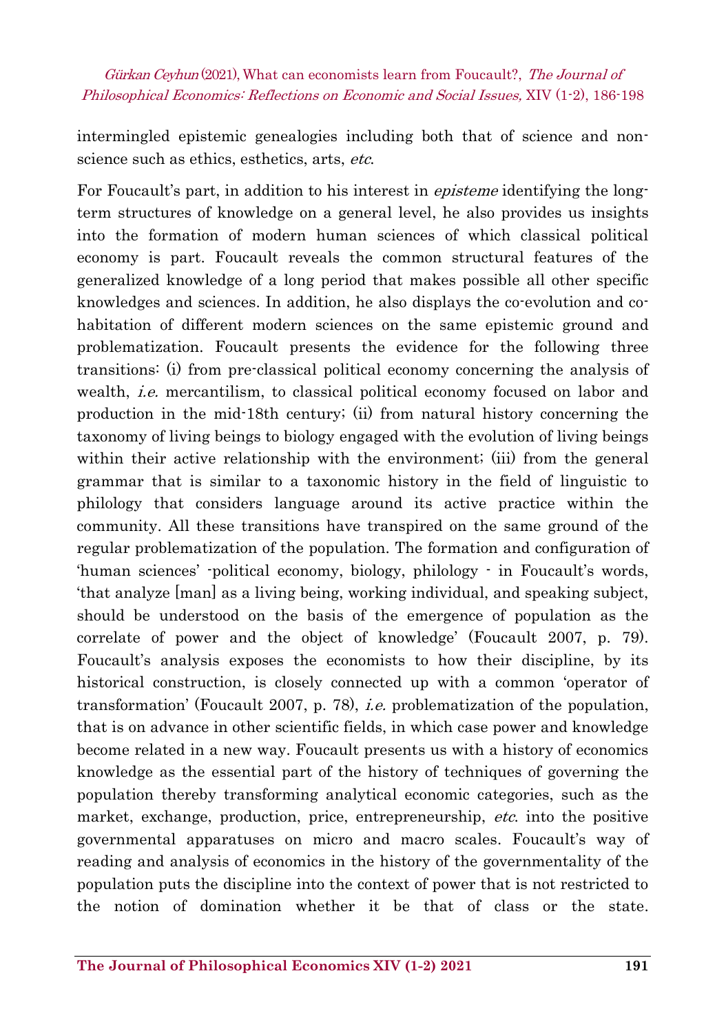intermingled epistemic genealogies including both that of science and non-science such as ethics, esthetics, arts, *etc*.

For Foucault's part, in addition to his interest in *episteme* identifying the long-term structures of knowledge on a general level, he also provides us insights into the formation of modern human sciences of which classical political economy is part. Foucault reveals the common structural features of the generalized knowledge of a long period that makes possible all other specific knowledges and sciences. In addition, he also displays the co-evolution and co-habitation of different modern sciences on the same epistemic ground and problematization. Foucault presents the evidence for the following three transitions: (i) from pre-classical political economy concerning the analysis of wealth, *i.e.* mercantilism, to classical political economy focused on labor and production in the mid-18th century; (ii) from natural history concerning the taxonomy of living beings to biology engaged with the evolution of living beings within their active relationship with the environment; (iii) from the general grammar that is similar to a taxonomic history in the field of linguistic to philology that considers language around its active practice within the community. All these transitions have transpired on the same ground of the regular problematization of the population. The formation and configuration of 'human sciences' -political economy, biology, philology - in Foucault's words, 'that analyze [man] as a living being, working individual, and speaking subject, should be understood on the basis of the emergence of population as the correlate of power and the object of knowledge' (Foucault 2007, p. 79). Foucault's analysis exposes the economists to how their discipline, by its historical construction, is closely connected up with a common 'operator of transformation' (Foucault 2007, p. 78), *i.e.* problematization of the population, that is on advance in other scientific fields, in which case power and knowledge become related in a new way. Foucault presents us with a history of economics knowledge as the essential part of the history of techniques of governing the population thereby transforming analytical economic categories, such as the market, exchange, production, price, entrepreneurship, *etc.* into the positive governmental apparatuses on micro and macro scales. Foucault's way of reading and analysis of economics in the history of the governmentality of the population puts the discipline into the context of power that is not restricted to the notion of domination whether it be that of class or the state.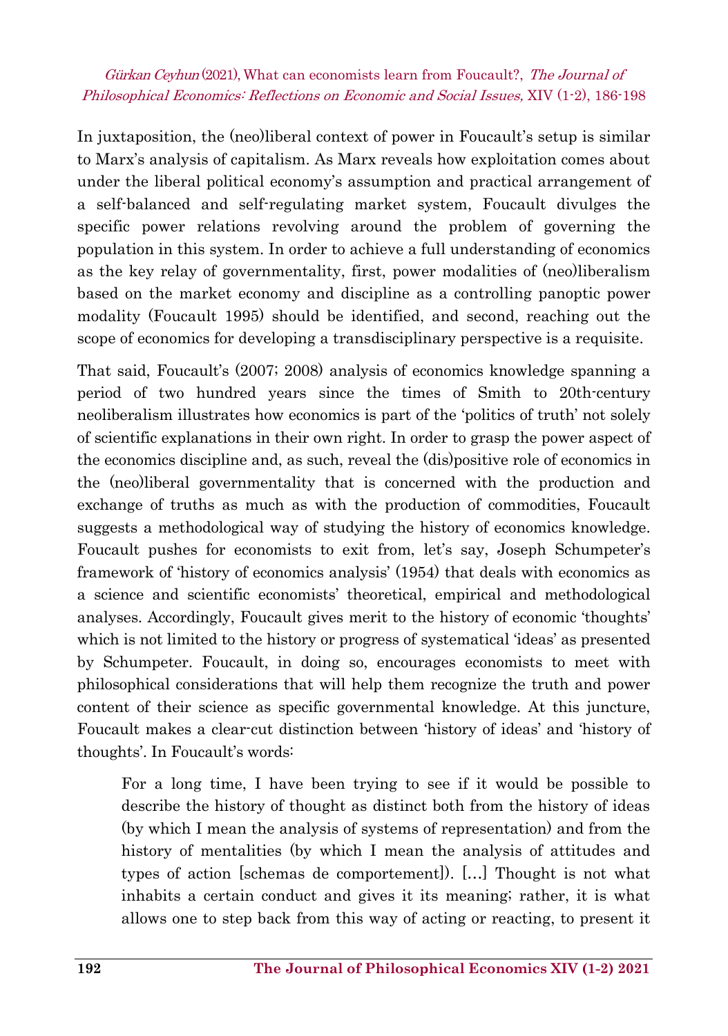In juxtaposition, the (neo)liberal context of power in Foucault's setup is similar to Marx's analysis of capitalism. As Marx reveals how exploitation comes about under the liberal political economy's assumption and practical arrangement of a self-balanced and self-regulating market system, Foucault divulges the specific power relations revolving around the problem of governing the population in this system. In order to achieve a full understanding of economics as the key relay of governmentality, first, power modalities of (neo)liberalism based on the market economy and discipline as a controlling panoptic power modality (Foucault 1995) should be identified, and second, reaching out the scope of economics for developing a transdisciplinary perspective is a requisite.

That said, Foucault's (2007; 2008) analysis of economics knowledge spanning a period of two hundred years since the times of Smith to 20th-century neoliberalism illustrates how economics is part of the 'politics of truth' not solely of scientific explanations in their own right. In order to grasp the power aspect of the economics discipline and, as such, reveal the (dis)positive role of economics in the (neo)liberal governmentality that is concerned with the production and exchange of truths as much as with the production of commodities, Foucault suggests a methodological way of studying the history of economics knowledge. Foucault pushes for economists to exit from, let's say, Joseph Schumpeter's framework of 'history of economics analysis' (1954) that deals with economics as a science and scientific economists' theoretical, empirical and methodological analyses. Accordingly, Foucault gives merit to the history of economic 'thoughts' which is not limited to the history or progress of systematical 'ideas' as presented by Schumpeter. Foucault, in doing so, encourages economists to meet with philosophical considerations that will help them recognize the truth and power content of their science as specific governmental knowledge. At this juncture, Foucault makes a clear-cut distinction between 'history of ideas' and 'history of thoughts'. In Foucault's words:

> For a long time, I have been trying to see if it would be possible to describe the history of thought as distinct both from the history of ideas (by which I mean the analysis of systems of representation) and from the history of mentalities (by which I mean the analysis of attitudes and types of action [schemas de comportement]). […] Thought is not what inhabits a certain conduct and gives it its meaning; rather, it is what allows one to step back from this way of acting or reacting, to present it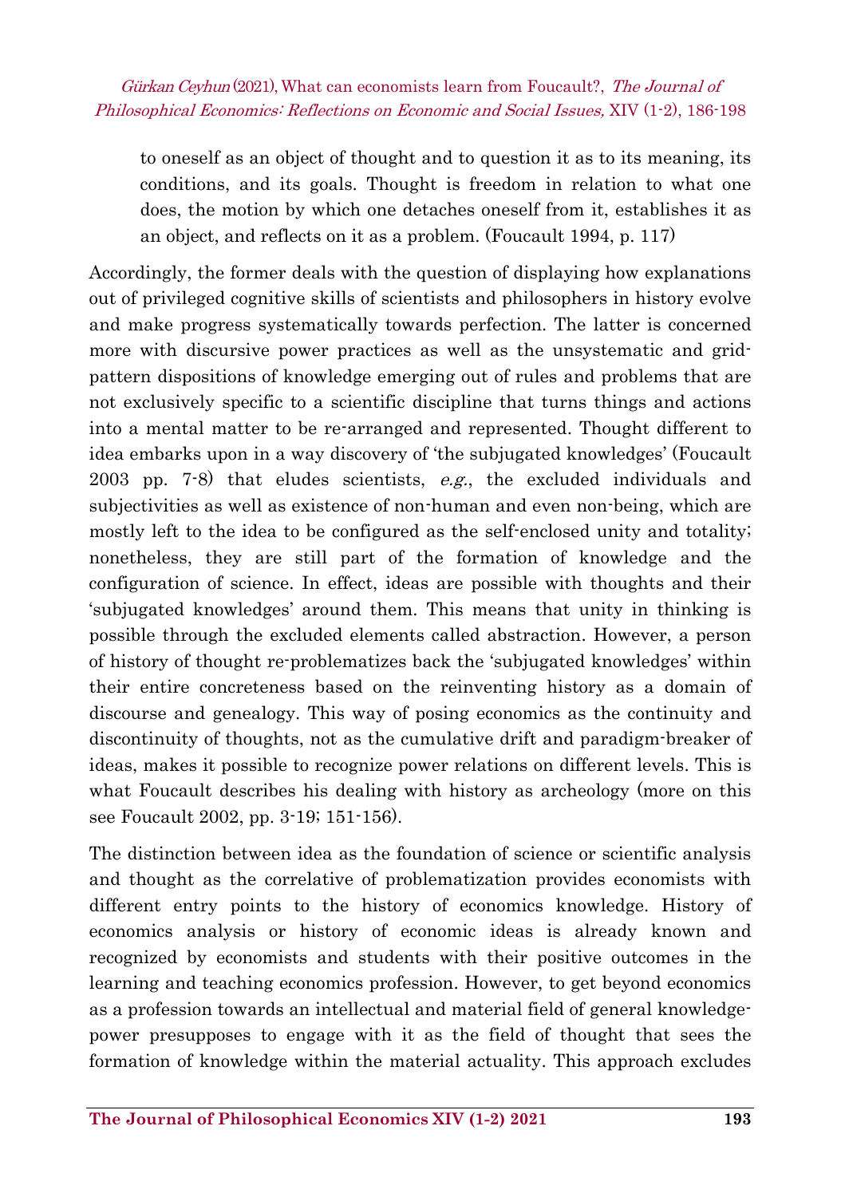> to oneself as an object of thought and to question it as to its meaning, its conditions, and its goals. Thought is freedom in relation to what one does, the motion by which one detaches oneself from it, establishes it as an object, and reflects on it as a problem. (Foucault 1994, p. 117)

Accordingly, the former deals with the question of displaying how explanations out of privileged cognitive skills of scientists and philosophers in history evolve and make progress systematically towards perfection. The latter is concerned more with discursive power practices as well as the unsystematic and grid-pattern dispositions of knowledge emerging out of rules and problems that are not exclusively specific to a scientific discipline that turns things and actions into a mental matter to be re-arranged and represented. Thought different to idea embarks upon in a way discovery of 'the subjugated knowledges' (Foucault 2003 pp. 7-8) that eludes scientists, *e.g.*, the excluded individuals and subjectivities as well as existence of non-human and even non-being, which are mostly left to the idea to be configured as the self-enclosed unity and totality; nonetheless, they are still part of the formation of knowledge and the configuration of science. In effect, ideas are possible with thoughts and their 'subjugated knowledges' around them. This means that unity in thinking is possible through the excluded elements called abstraction. However, a person of history of thought re-problematizes back the 'subjugated knowledges' within their entire concreteness based on the reinventing history as a domain of discourse and genealogy. This way of posing economics as the continuity and discontinuity of thoughts, not as the cumulative drift and paradigm-breaker of ideas, makes it possible to recognize power relations on different levels. This is what Foucault describes his dealing with history as archeology (more on this see Foucault 2002, pp. 3-19; 151-156).

The distinction between idea as the foundation of science or scientific analysis and thought as the correlative of problematization provides economists with different entry points to the history of economics knowledge. History of economics analysis or history of economic ideas is already known and recognized by economists and students with their positive outcomes in the learning and teaching economics profession. However, to get beyond economics as a profession towards an intellectual and material field of general knowledge-power presupposes to engage with it as the field of thought that sees the formation of knowledge within the material actuality. This approach excludes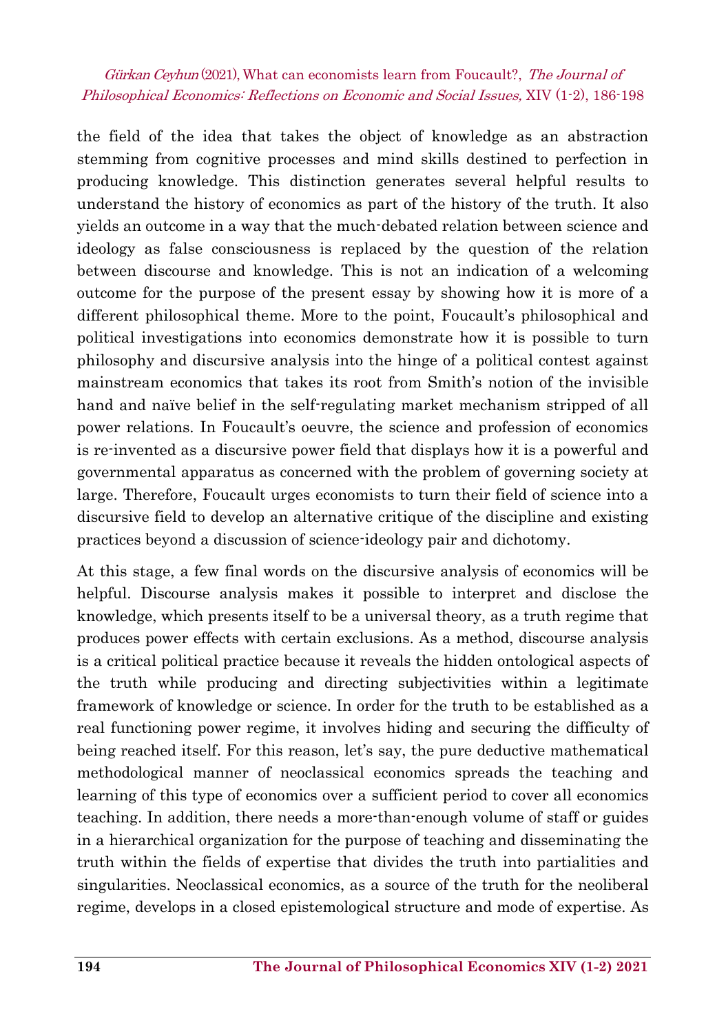the field of the idea that takes the object of knowledge as an abstraction stemming from cognitive processes and mind skills destined to perfection in producing knowledge. This distinction generates several helpful results to understand the history of economics as part of the history of the truth. It also yields an outcome in a way that the much-debated relation between science and ideology as false consciousness is replaced by the question of the relation between discourse and knowledge. This is not an indication of a welcoming outcome for the purpose of the present essay by showing how it is more of a different philosophical theme. More to the point, Foucault's philosophical and political investigations into economics demonstrate how it is possible to turn philosophy and discursive analysis into the hinge of a political contest against mainstream economics that takes its root from Smith's notion of the invisible hand and naïve belief in the self-regulating market mechanism stripped of all power relations. In Foucault's oeuvre, the science and profession of economics is re-invented as a discursive power field that displays how it is a powerful and governmental apparatus as concerned with the problem of governing society at large. Therefore, Foucault urges economists to turn their field of science into a discursive field to develop an alternative critique of the discipline and existing practices beyond a discussion of science-ideology pair and dichotomy.

At this stage, a few final words on the discursive analysis of economics will be helpful. Discourse analysis makes it possible to interpret and disclose the knowledge, which presents itself to be a universal theory, as a truth regime that produces power effects with certain exclusions. As a method, discourse analysis is a critical political practice because it reveals the hidden ontological aspects of the truth while producing and directing subjectivities within a legitimate framework of knowledge or science. In order for the truth to be established as a real functioning power regime, it involves hiding and securing the difficulty of being reached itself. For this reason, let's say, the pure deductive mathematical methodological manner of neoclassical economics spreads the teaching and learning of this type of economics over a sufficient period to cover all economics teaching. In addition, there needs a more-than-enough volume of staff or guides in a hierarchical organization for the purpose of teaching and disseminating the truth within the fields of expertise that divides the truth into partialities and singularities. Neoclassical economics, as a source of the truth for the neoliberal regime, develops in a closed epistemological structure and mode of expertise. As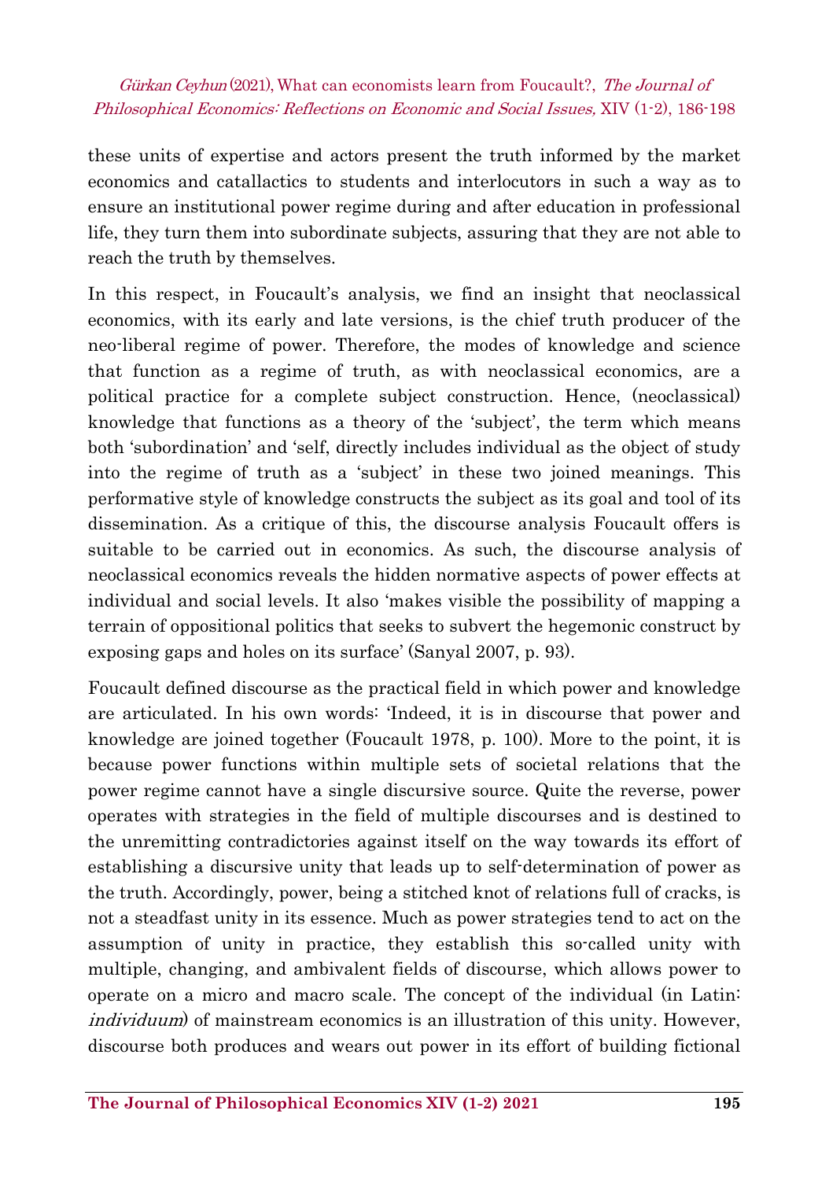these units of expertise and actors present the truth informed by the market economics and catallactics to students and interlocutors in such a way as to ensure an institutional power regime during and after education in professional life, they turn them into subordinate subjects, assuring that they are not able to reach the truth by themselves.

In this respect, in Foucault's analysis, we find an insight that neoclassical economics, with its early and late versions, is the chief truth producer of the neo-liberal regime of power. Therefore, the modes of knowledge and science that function as a regime of truth, as with neoclassical economics, are a political practice for a complete subject construction. Hence, (neoclassical) knowledge that functions as a theory of the 'subject', the term which means both 'subordination' and 'self, directly includes individual as the object of study into the regime of truth as a 'subject' in these two joined meanings. This performative style of knowledge constructs the subject as its goal and tool of its dissemination. As a critique of this, the discourse analysis Foucault offers is suitable to be carried out in economics. As such, the discourse analysis of neoclassical economics reveals the hidden normative aspects of power effects at individual and social levels. It also 'makes visible the possibility of mapping a terrain of oppositional politics that seeks to subvert the hegemonic construct by exposing gaps and holes on its surface' (Sanyal 2007, p. 93).

Foucault defined discourse as the practical field in which power and knowledge are articulated. In his own words: 'Indeed, it is in discourse that power and knowledge are joined together (Foucault 1978, p. 100). More to the point, it is because power functions within multiple sets of societal relations that the power regime cannot have a single discursive source. Quite the reverse, power operates with strategies in the field of multiple discourses and is destined to the unremitting contradictories against itself on the way towards its effort of establishing a discursive unity that leads up to self-determination of power as the truth. Accordingly, power, being a stitched knot of relations full of cracks, is not a steadfast unity in its essence. Much as power strategies tend to act on the assumption of unity in practice, they establish this so-called unity with multiple, changing, and ambivalent fields of discourse, which allows power to operate on a micro and macro scale. The concept of the individual (in Latin: *individuum*) of mainstream economics is an illustration of this unity. However, discourse both produces and wears out power in its effort of building fictional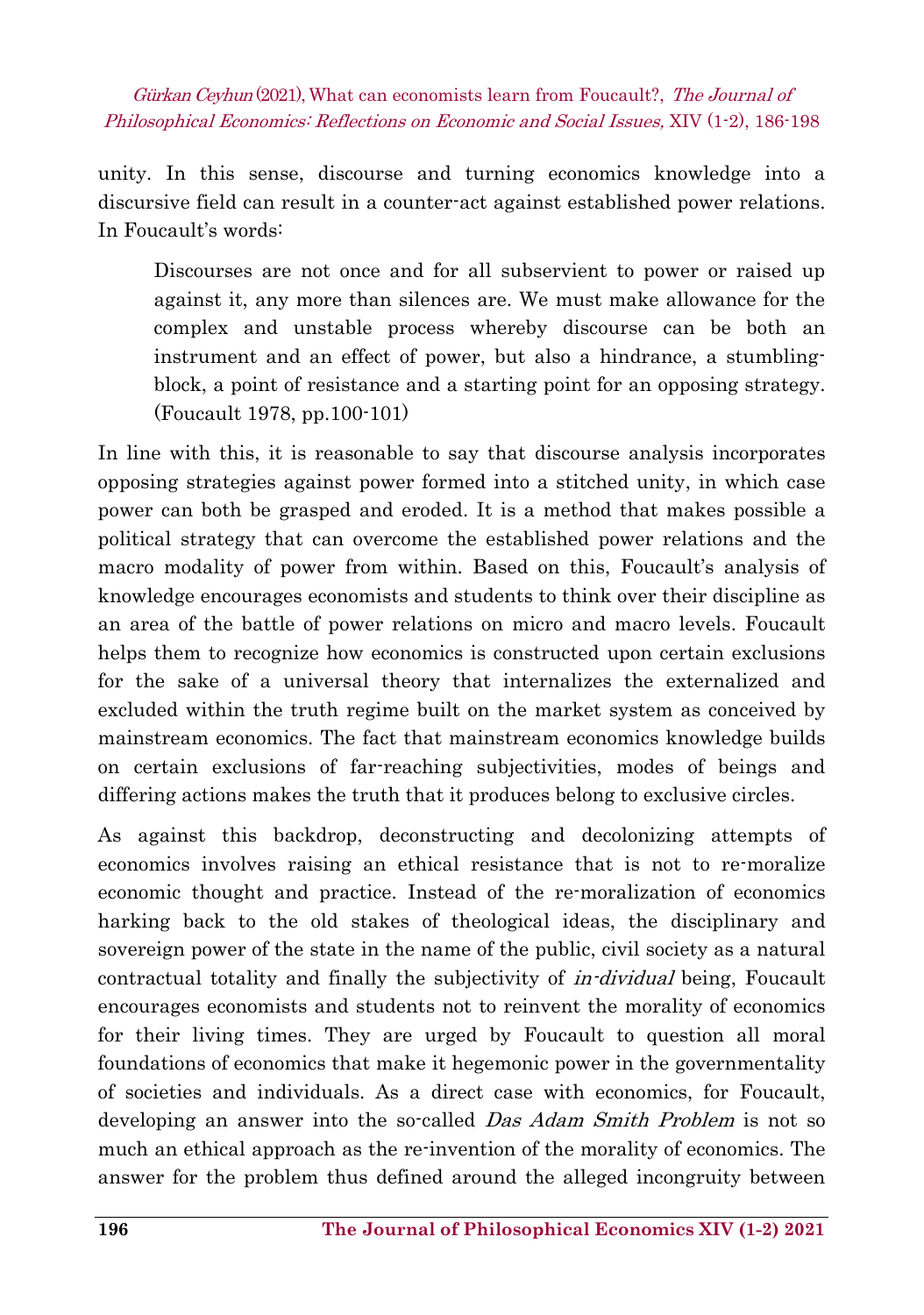unity. In this sense, discourse and turning economics knowledge into a discursive field can result in a counter-act against established power relations. In Foucault's words:

> Discourses are not once and for all subservient to power or raised up against it, any more than silences are. We must make allowance for the complex and unstable process whereby discourse can be both an instrument and an effect of power, but also a hindrance, a stumbling-block, a point of resistance and a starting point for an opposing strategy. (Foucault 1978, pp.100-101)

In line with this, it is reasonable to say that discourse analysis incorporates opposing strategies against power formed into a stitched unity, in which case power can both be grasped and eroded. It is a method that makes possible a political strategy that can overcome the established power relations and the macro modality of power from within. Based on this, Foucault's analysis of knowledge encourages economists and students to think over their discipline as an area of the battle of power relations on micro and macro levels. Foucault helps them to recognize how economics is constructed upon certain exclusions for the sake of a universal theory that internalizes the externalized and excluded within the truth regime built on the market system as conceived by mainstream economics. The fact that mainstream economics knowledge builds on certain exclusions of far-reaching subjectivities, modes of beings and differing actions makes the truth that it produces belong to exclusive circles.

As against this backdrop, deconstructing and decolonizing attempts of economics involves raising an ethical resistance that is not to re-moralize economic thought and practice. Instead of the re-moralization of economics harking back to the old stakes of theological ideas, the disciplinary and sovereign power of the state in the name of the public, civil society as a natural contractual totality and finally the subjectivity of *in-dividual* being, Foucault encourages economists and students not to reinvent the morality of economics for their living times. They are urged by Foucault to question all moral foundations of economics that make it hegemonic power in the governmentality of societies and individuals. As a direct case with economics, for Foucault, developing an answer into the so-called *Das Adam Smith Problem* is not so much an ethical approach as the re-invention of the morality of economics. The answer for the problem thus defined around the alleged incongruity between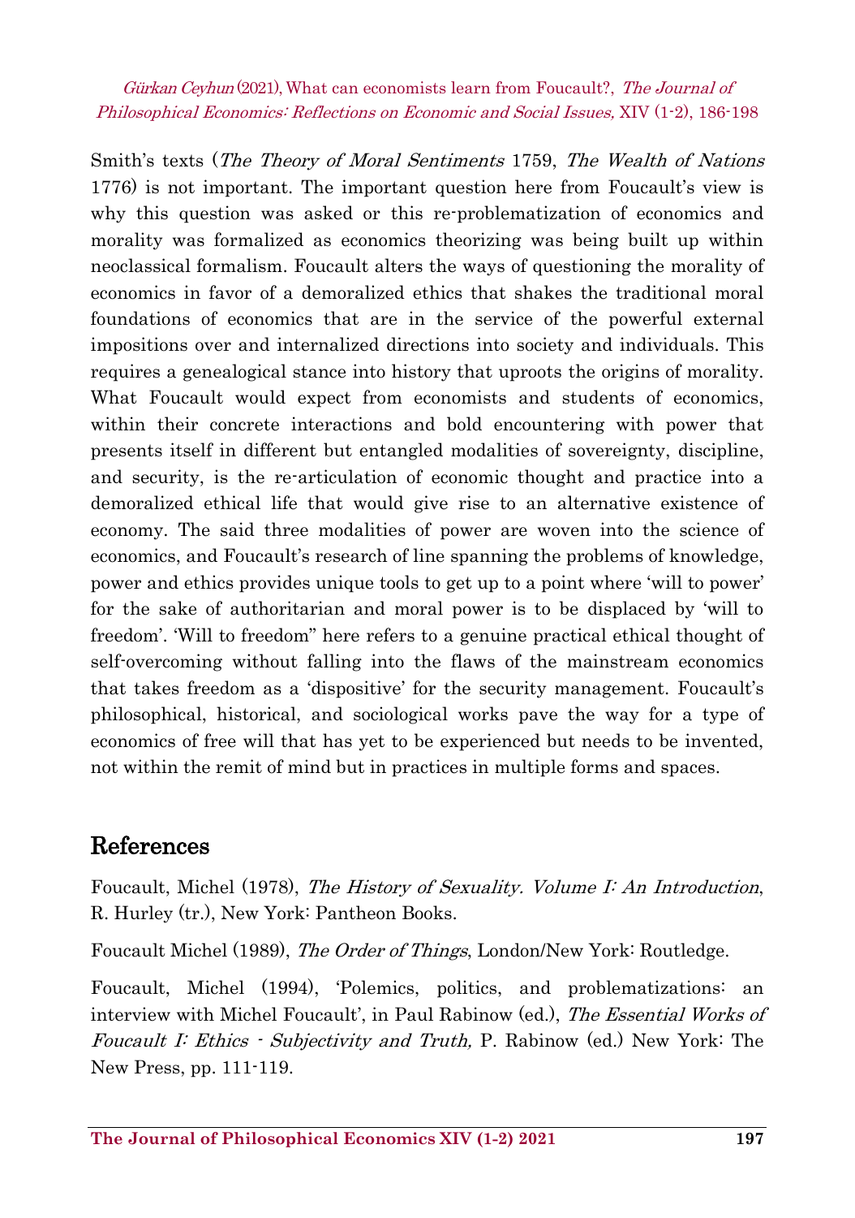Smith's texts (*The Theory of Moral Sentiments* 1759, *The Wealth of Nations* 1776) is not important. The important question here from Foucault's view is why this question was asked or this re-problematization of economics and morality was formalized as economics theorizing was being built up within neoclassical formalism. Foucault alters the ways of questioning the morality of economics in favor of a demoralized ethics that shakes the traditional moral foundations of economics that are in the service of the powerful external impositions over and internalized directions into society and individuals. This requires a genealogical stance into history that uproots the origins of morality. What Foucault would expect from economists and students of economics, within their concrete interactions and bold encountering with power that presents itself in different but entangled modalities of sovereignty, discipline, and security, is the re-articulation of economic thought and practice into a demoralized ethical life that would give rise to an alternative existence of economy. The said three modalities of power are woven into the science of economics, and Foucault's research of line spanning the problems of knowledge, power and ethics provides unique tools to get up to a point where 'will to power' for the sake of authoritarian and moral power is to be displaced by 'will to freedom'. 'Will to freedom" here refers to a genuine practical ethical thought of self-overcoming without falling into the flaws of the mainstream economics that takes freedom as a 'dispositive' for the security management. Foucault's philosophical, historical, and sociological works pave the way for a type of economics of free will that has yet to be experienced but needs to be invented, not within the remit of mind but in practices in multiple forms and spaces.

## References

Foucault, Michel (1978), *The History of Sexuality. Volume I: An Introduction*, R. Hurley (tr.), New York: Pantheon Books.

Foucault Michel (1989), *The Order of Things*, London/New York: Routledge.

Foucault, Michel (1994), 'Polemics, politics, and problematizations: an interview with Michel Foucault', in Paul Rabinow (ed.), *The Essential Works of Foucault I: Ethics - Subjectivity and Truth,* P. Rabinow (ed.) New York: The New Press, pp. 111-119.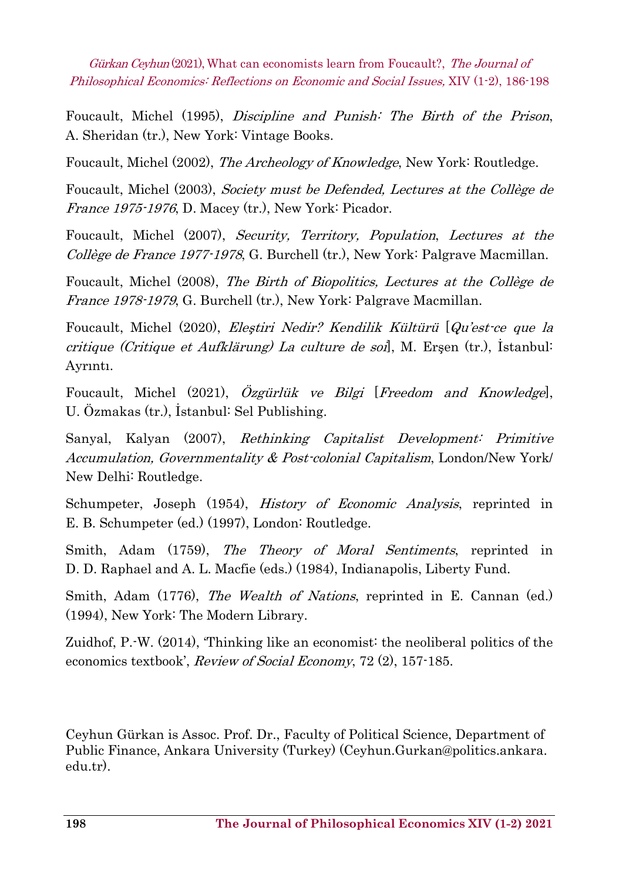Foucault, Michel (1995), *Discipline and Punish: The Birth of the Prison*, A. Sheridan (tr.), New York: Vintage Books.

Foucault, Michel (2002), *The Archeology of Knowledge*, New York: Routledge.

Foucault, Michel (2003), *Society must be Defended, Lectures at the Collège de France 1975-1976*, D. Macey (tr.), New York: Picador.

Foucault, Michel (2007), *Security, Territory, Population*, *Lectures at the Collège de France 1977-1978*, G. Burchell (tr.), New York: Palgrave Macmillan.

Foucault, Michel (2008), *The Birth of Biopolitics, Lectures at the Collège de France 1978-1979*, G. Burchell (tr.), New York: Palgrave Macmillan.

Foucault, Michel (2020), *Eleştiri Nedir? Kendilik Kültürü* [*Qu'est-ce que la critique (Critique et Aufklärung) La culture de soi*], M. Erşen (tr.), İstanbul: Ayrıntı.

Foucault, Michel (2021), *Özgürlük ve Bilgi* [*Freedom and Knowledge*], U. Özmakas (tr.), İstanbul: Sel Publishing.

Sanyal, Kalyan (2007), *Rethinking Capitalist Development: Primitive Accumulation, Governmentality & Post-colonial Capitalism*, London/New York/New Delhi: Routledge.

Schumpeter, Joseph (1954), *History of Economic Analysis*, reprinted in E. B. Schumpeter (ed.) (1997), London: Routledge.

Smith, Adam (1759), *The Theory of Moral Sentiments*, reprinted in D. D. Raphael and A. L. Macfie (eds.) (1984), Indianapolis, Liberty Fund.

Smith, Adam (1776), *The Wealth of Nations*, reprinted in E. Cannan (ed.) (1994), New York: The Modern Library.

Zuidhof, P.-W. (2014), 'Thinking like an economist: the neoliberal politics of the economics textbook', *Review of Social Economy*, 72 (2), 157-185.

Ceyhun Gürkan is Assoc. Prof. Dr., Faculty of Political Science, Department of Public Finance, Ankara University (Turkey) (Ceyhun.Gurkan@politics.ankara.edu.tr).